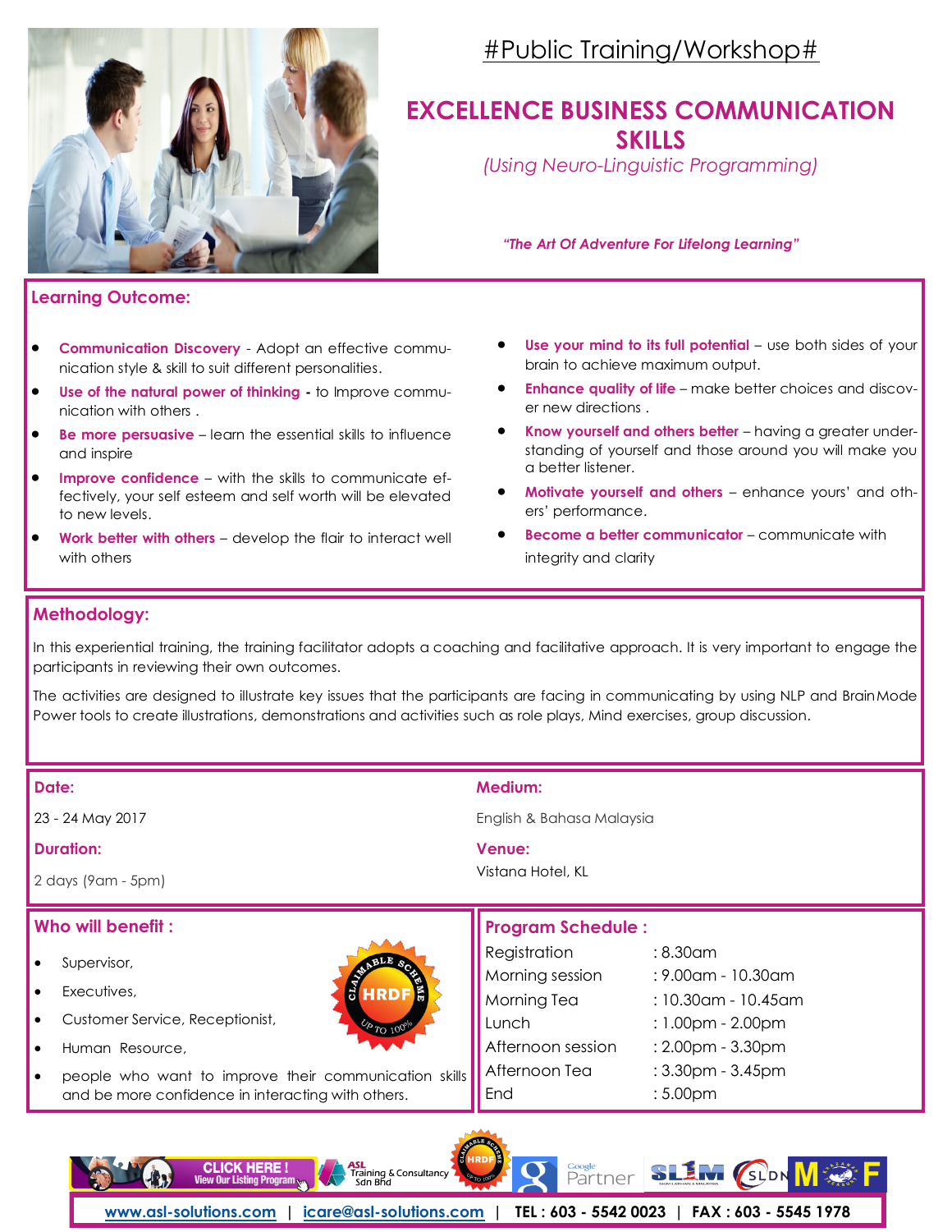#Public Training/Workshop#

# EXCELLENCE BUSINESS COMMUNICATION SKILLS

*(Using Neuro-Linguistic Programming)*

***"The Art Of Adventure For Lifelong Learning"***

## Learning Outcome:

- **Communication Discovery** - Adopt an effective communication style & skill to suit different personalities.
- **Use of the natural power of thinking** - to Improve communication with others .
- **Be more persuasive** – learn the essential skills to influence and inspire
- **Improve confidence** – with the skills to communicate effectively, your self esteem and self worth will be elevated to new levels.
- **Work better with others** – develop the flair to interact well with others
- **Use your mind to its full potential** – use both sides of your brain to achieve maximum output.
- **Enhance quality of life** – make better choices and discover new directions .
- **Know yourself and others better** – having a greater understanding of yourself and those around you will make you a better listener.
- **Motivate yourself and others** – enhance yours' and others' performance.
- **Become a better communicator** – communicate with integrity and clarity

## Methodology:

In this experiential training, the training facilitator adopts a coaching and facilitative approach. It is very important to engage the participants in reviewing their own outcomes.

The activities are designed to illustrate key issues that the participants are facing in communicating by using NLP and Brain Mode Power tools to create illustrations, demonstrations and activities such as role plays, Mind exercises, group discussion.

**Date:**

23 - 24 May 2017

**Duration:**

2 days (9am - 5pm)

**Medium:**

English & Bahasa Malaysia

**Venue:**

Vistana Hotel, KL

## Who will benefit :

- Supervisor,
- Executives,
- Customer Service, Receptionist,
- Human Resource,
- people who want to improve their communication skills and be more confidence in interacting with others.

CLAIMABLE SCHEME HRDF UP TO 100%

## Program Schedule :

| | |
|---|---|
| Registration | : 8.30am |
| Morning session | : 9.00am - 10.30am |
| Morning Tea | : 10.30am - 10.45am |
| Lunch | : 1.00pm - 2.00pm |
| Afternoon session | : 2.00pm - 3.30pm |
| Afternoon Tea | : 3.30pm - 3.45pm |
| End | : 5.00pm |

CLICK HERE ! View Our Listing Program | ASL Training & Consultancy Sdn Bhd | Google Partner

www.asl-solutions.com | icare@asl-solutions.com | TEL : 603 - 5542 0023 | FAX : 603 - 5545 1978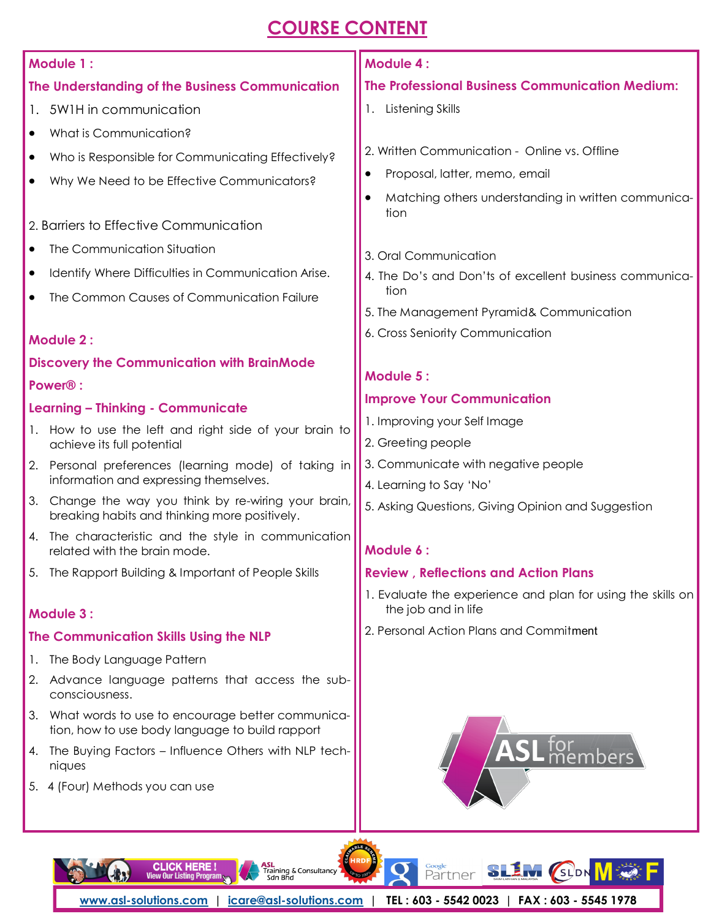# COURSE CONTENT

## Module 1 :

### The Understanding of the Business Communication

1. 5W1H in communication

- What is Communication?
- Who is Responsible for Communicating Effectively?
- Why We Need to be Effective Communicators?

2. Barriers to Effective Communication

- The Communication Situation
- Identify Where Difficulties in Communication Arise.
- The Common Causes of Communication Failure

## Module 2 :

### Discovery the Communication with BrainMode Power® :

### Learning – Thinking - Communicate

1. How to use the left and right side of your brain to achieve its full potential
2. Personal preferences (learning mode) of taking in information and expressing themselves.
3. Change the way you think by re-wiring your brain, breaking habits and thinking more positively.
4. The characteristic and the style in communication related with the brain mode.
5. The Rapport Building & Important of People Skills

## Module 3 :

### The Communication Skills Using the NLP

1. The Body Language Pattern
2. Advance language patterns that access the sub-consciousness.
3. What words to use to encourage better communication, how to use body language to build rapport
4. The Buying Factors – Influence Others with NLP techniques
5. 4 (Four) Methods you can use

## Module 4 :

### The Professional Business Communication Medium:

1. Listening Skills

2. Written Communication - Online vs. Offline

- Proposal, latter, memo, email
- Matching others understanding in written communication

3. Oral Communication

4. The Do's and Don'ts of excellent business communication

5. The Management Pyramid& Communication

6. Cross Seniority Communication

## Module 5 :

### Improve Your Communication

1. Improving your Self Image
2. Greeting people
3. Communicate with negative people
4. Learning to Say 'No'
5. Asking Questions, Giving Opinion and Suggestion

## Module 6 :

### Review , Reflections and Action Plans

1. Evaluate the experience and plan for using the skills on the job and in life
2. Personal Action Plans and Commitment

www.asl-solutions.com | icare@asl-solutions.com | TEL : 603 - 5542 0023 | FAX : 603 - 5545 1978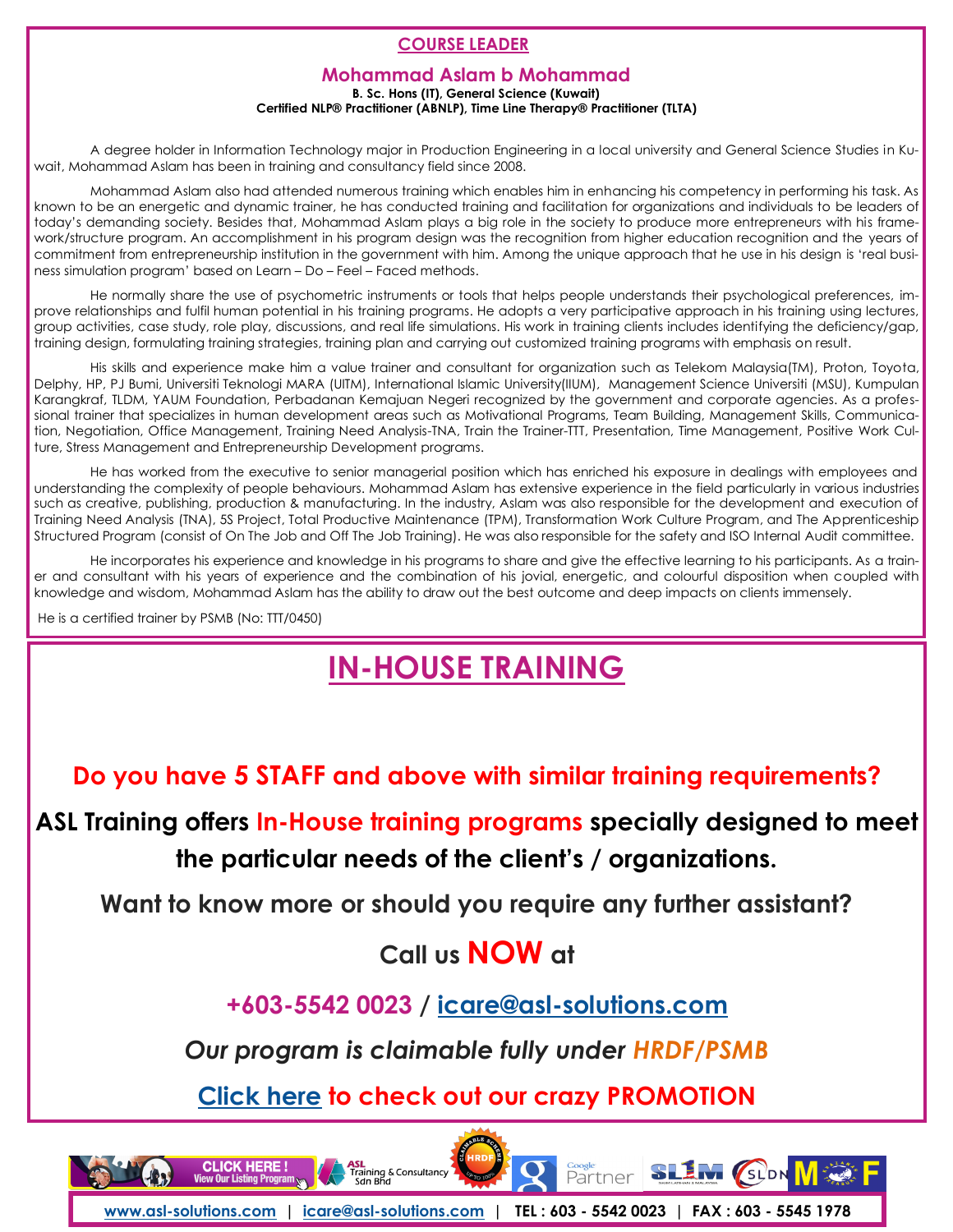## COURSE LEADER

### Mohammad Aslam b Mohammad

**B. Sc. Hons (IT), General Science (Kuwait)**
**Certified NLP® Practitioner (ABNLP), Time Line Therapy® Practitioner (TLTA)**

A degree holder in Information Technology major in Production Engineering in a local university and General Science Studies in Kuwait, Mohammad Aslam has been in training and consultancy field since 2008.

Mohammad Aslam also had attended numerous training which enables him in enhancing his competency in performing his task. As known to be an energetic and dynamic trainer, he has conducted training and facilitation for organizations and individuals to be leaders of today's demanding society. Besides that, Mohammad Aslam plays a big role in the society to produce more entrepreneurs with his framework/structure program. An accomplishment in his program design was the recognition from higher education recognition and the years of commitment from entrepreneurship institution in the government with him. Among the unique approach that he use in his design is 'real business simulation program' based on Learn – Do – Feel – Faced methods.

He normally share the use of psychometric instruments or tools that helps people understands their psychological preferences, improve relationships and fulfil human potential in his training programs. He adopts a very participative approach in his training using lectures, group activities, case study, role play, discussions, and real life simulations. His work in training clients includes identifying the deficiency/gap, training design, formulating training strategies, training plan and carrying out customized training programs with emphasis on result.

His skills and experience make him a value trainer and consultant for organization such as Telekom Malaysia(TM), Proton, Toyota, Delphy, HP, PJ Bumi, Universiti Teknologi MARA (UITM), International Islamic University(IIUM), Management Science Universiti (MSU), Kumpulan Karangkraf, TLDM, YAUM Foundation, Perbadanan Kemajuan Negeri recognized by the government and corporate agencies. As a professional trainer that specializes in human development areas such as Motivational Programs, Team Building, Management Skills, Communication, Negotiation, Office Management, Training Need Analysis-TNA, Train the Trainer-TTT, Presentation, Time Management, Positive Work Culture, Stress Management and Entrepreneurship Development programs.

He has worked from the executive to senior managerial position which has enriched his exposure in dealings with employees and understanding the complexity of people behaviours. Mohammad Aslam has extensive experience in the field particularly in various industries such as creative, publishing, production & manufacturing. In the industry, Aslam was also responsible for the development and execution of Training Need Analysis (TNA), 5S Project, Total Productive Maintenance (TPM), Transformation Work Culture Program, and The Apprenticeship Structured Program (consist of On The Job and Off The Job Training). He was also responsible for the safety and ISO Internal Audit committee.

He incorporates his experience and knowledge in his programs to share and give the effective learning to his participants. As a trainer and consultant with his years of experience and the combination of his jovial, energetic, and colourful disposition when coupled with knowledge and wisdom, Mohammad Aslam has the ability to draw out the best outcome and deep impacts on clients immensely.

He is a certified trainer by PSMB (No: TTT/0450)

## IN-HOUSE TRAINING

**Do you have 5 STAFF and above with similar training requirements?**

**ASL Training offers In-House training programs specially designed to meet the particular needs of the client's / organizations.**

**Want to know more or should you require any further assistant?**

**Call us NOW at**

**+603-5542 0023 / icare@asl-solutions.com**

***Our program is claimable fully under HRDF/PSMB***

**Click here to check out our crazy PROMOTION**

CLICK HERE ! View Our Listing Program

www.asl-solutions.com | icare@asl-solutions.com | TEL : 603 - 5542 0023 | FAX : 603 - 5545 1978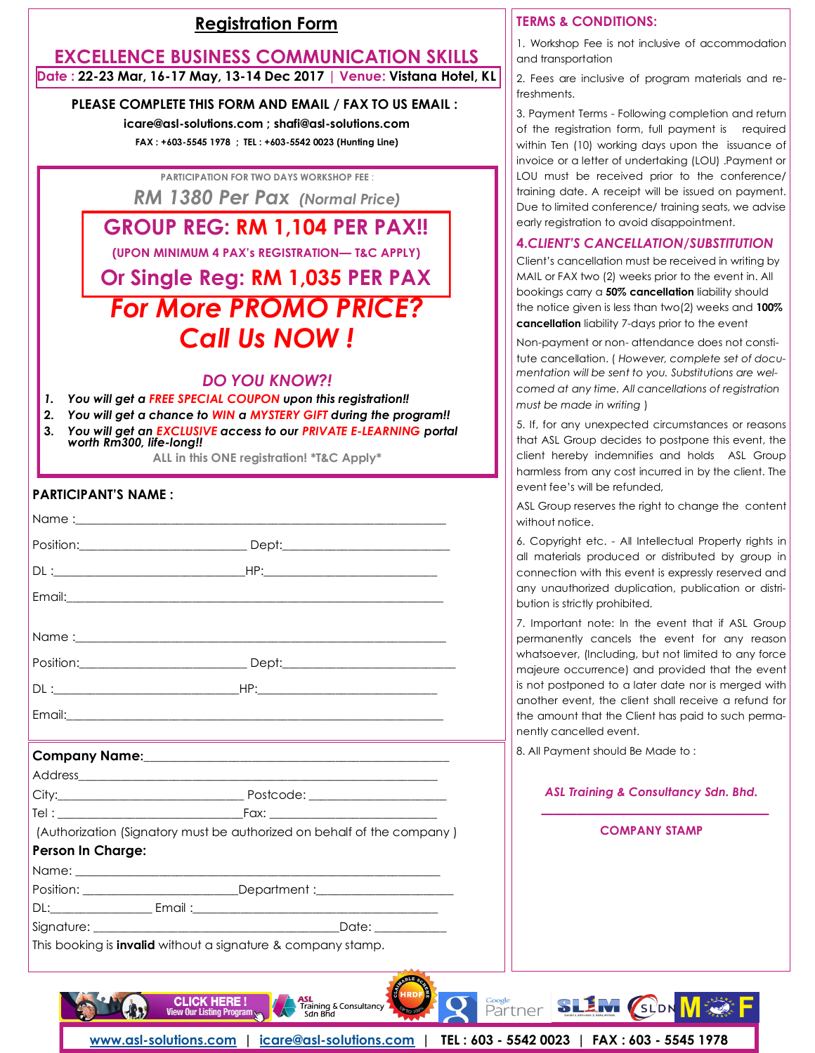# Registration Form

## EXCELLENCE BUSINESS COMMUNICATION SKILLS

**Date : 22-23 Mar, 16-17 May, 13-14 Dec 2017 | Venue: Vistana Hotel, KL**

**PLEASE COMPLETE THIS FORM AND EMAIL / FAX TO US EMAIL :**

**icare@asl-solutions.com ; shafi@asl-solutions.com**

**FAX : +603-5545 1978 ; TEL : +603-5542 0023 (Hunting Line)**

PARTICIPATION FOR TWO DAYS WORKSHOP FEE :

*RM 1380 Per Pax (Normal Price)*

**GROUP REG: RM 1,104 PER PAX!!**

**(UPON MINIMUM 4 PAX's REGISTRATION— T&C APPLY)**

**Or Single Reg: RM 1,035 PER PAX**

***For More PROMO PRICE? Call Us NOW !***

***DO YOU KNOW?!***

1. ***You will get a FREE SPECIAL COUPON upon this registration!!***
2. ***You will get a chance to WIN a MYSTERY GIFT during the program!!***
3. ***You will get an EXCLUSIVE access to our PRIVATE E-LEARNING portal worth Rm300, life-long!!***

ALL in this ONE registration! *T&C Apply*

**PARTICIPANT'S NAME :**

Name :_______________________________________________

Position:_______________________ Dept:_______________________

DL :__________________________HP:_________________________

Email:_______________________________________________

Name :_______________________________________________

Position:_______________________ Dept:_______________________

DL :__________________________HP:_________________________

Email:_______________________________________________

**Company Name:**_______________________________________

Address_______________________________________________

City:_________________________ Postcode: ____________________

Tel : _________________________Fax: _______________________

(Authorization (Signatory must be authorized on behalf of the company )

**Person In Charge:**

Name: _______________________________________________

Position: ______________________Department :___________________

DL:______________ Email :____________________________________

Signature: __________________________________Date: ___________

This booking is **invalid** without a signature & company stamp.

## TERMS & CONDITIONS:

1. Workshop Fee is not inclusive of accommodation and transportation

2. Fees are inclusive of program materials and refreshments.

3. Payment Terms - Following completion and return of the registration form, full payment is required within Ten (10) working days upon the issuance of invoice or a letter of undertaking (LOU) .Payment or LOU must be received prior to the conference/ training date. A receipt will be issued on payment. Due to limited conference/ training seats, we advise early registration to avoid disappointment.

***4.CLIENT'S CANCELLATION/SUBSTITUTION***

Client's cancellation must be received in writing by MAIL or FAX two (2) weeks prior to the event in. All bookings carry a **50% cancellation** liability should the notice given is less than two(2) weeks and **100% cancellation** liability 7-days prior to the event

Non-payment or non- attendance does not constitute cancellation. ( *However, complete set of documentation will be sent to you. Substitutions are welcomed at any time. All cancellations of registration must be made in writing* )

5. If, for any unexpected circumstances or reasons that ASL Group decides to postpone this event, the client hereby indemnifies and holds ASL Group harmless from any cost incurred in by the client. The event fee's will be refunded,

ASL Group reserves the right to change the content without notice.

6. Copyright etc. - All Intellectual Property rights in all materials produced or distributed by group in connection with this event is expressly reserved and any unauthorized duplication, publication or distribution is strictly prohibited.

7. Important note: In the event that if ASL Group permanently cancels the event for any reason whatsoever, (Including, but not limited to any force majeure occurrence) and provided that the event is not postponed to a later date nor is merged with another event, the client shall receive a refund for the amount that the Client has paid to such permanently cancelled event.

8. All Payment should Be Made to :

***ASL Training & Consultancy Sdn. Bhd.***

**COMPANY STAMP**

CLICK HERE ! View Our Listing Program

www.asl-solutions.com | icare@asl-solutions.com | TEL : 603 - 5542 0023 | FAX : 603 - 5545 1978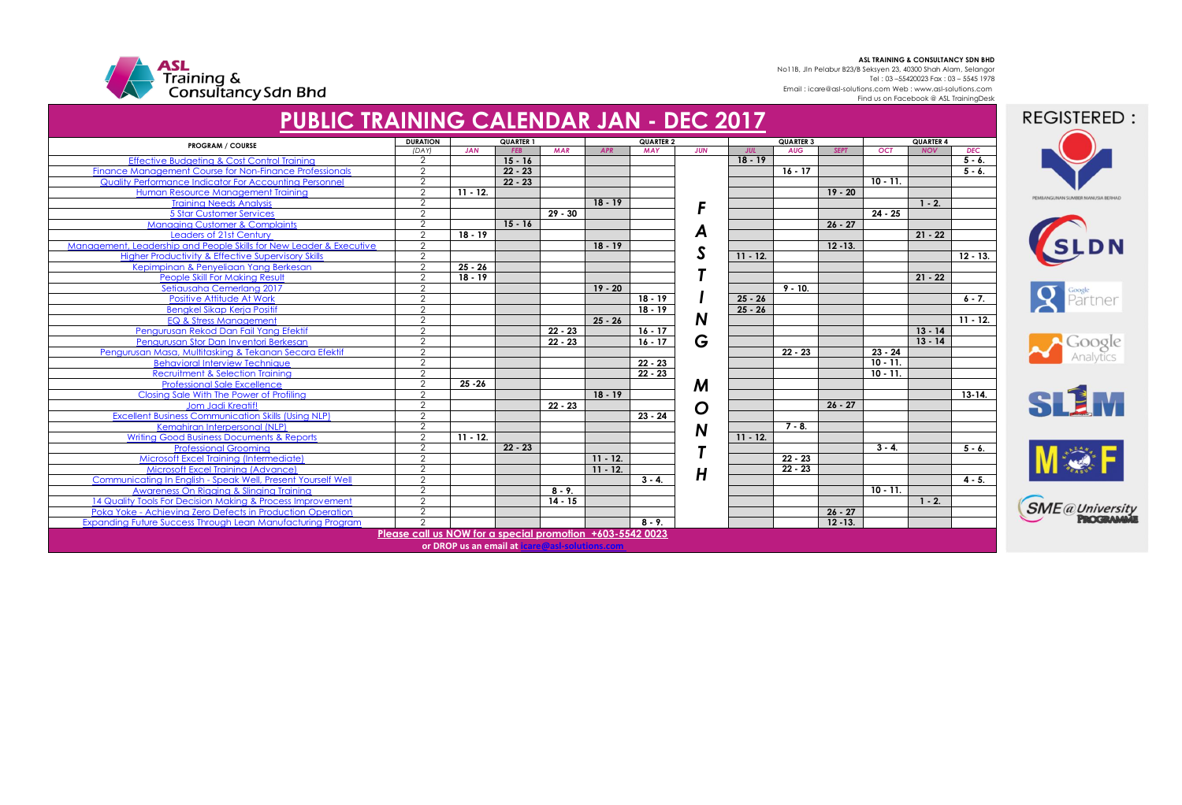**ASL TRAINING & CONSULTANCY SDN BHD**
No11B, Jln Pelabur B23/B Seksyen 23, 40300 Shah Alam, Selangor
Tel : 03 –55420023 Fax : 03 – 5545 1978
Email : icare@asl-solutions.com Web : www.asl-solutions.com
Find us on Facebook @ ASL TrainingDesk

# PUBLIC TRAINING CALENDAR JAN - DEC 2017

| PROGRAM / COURSE | DURATION | QUARTER 1 | | | QUARTER 2 | | | QUARTER 3 | | | QUARTER 4 | | |
|---|---|---|---|---|---|---|---|---|---|---|---|---|---|
| | (DAY) | JAN | FEB | MAR | APR | MAY | JUN | JUL | AUG | SEPT | OCT | NOV | DEC |
| Effective Budgeting & Cost Control Training | 2 | | 15 - 16 | | | | FASTING MONTH | 18 - 19 | | | | | 5 - 6. |
| Finance Management Course for Non-Finance Professionals | 2 | | 22 - 23 | | | | | | 16 - 17 | | | | 5 - 6. |
| Quality Performance Indicator For Accounting Personnel | 2 | | 22 - 23 | | | | | | | | 10 - 11. | | |
| Human Resource Management Training | 2 | 11 - 12. | | | | | | | | 19 - 20 | | | |
| Training Needs Analysis | 2 | | | | 18 - 19 | | | | | | | 1 - 2. | |
| 5 Star Customer Services | 2 | | | 29 - 30 | | | | | | | 24 - 25 | | |
| Managing Customer & Complaints | 2 | | 15 - 16 | | | | | | | 26 - 27 | | | |
| Leaders of 21st Century | 2 | 18 - 19 | | | | | | | | | | 21 - 22 | |
| Management, Leadership and People Skills for New Leader & Executive | 2 | | | | 18 - 19 | | | | | 12 -13. | | | |
| Higher Productivity & Effective Supervisory Skills | 2 | | | | | | | 11 - 12. | | | | | 12 - 13. |
| Kepimpinan & Penyeliaan Yang Berkesan | 2 | 25 - 26 | | | | | | | | | | | |
| People Skill For Making Result | 2 | 18 - 19 | | | | | | | | | | 21 - 22 | |
| Setiausaha Cemerlang 2017 | 2 | | | | 19 - 20 | | | | 9 - 10. | | | | |
| Positive Attitude At Work | 2 | | | | | 18 - 19 | | 25 - 26 | | | | | 6 - 7. |
| Bengkel Sikap Kerja Positif | 2 | | | | | 18 - 19 | | 25 - 26 | | | | | |
| EQ & Stress Management | 2 | | | | 25 - 26 | | | | | | | | 11 - 12. |
| Pengurusan Rekod Dan Fail Yang Efektif | 2 | | | 22 - 23 | | 16 - 17 | | | | | | 13 - 14 | |
| Pengurusan Stor Dan Inventori Berkesan | 2 | | | 22 - 23 | | 16 - 17 | | | | | | 13 - 14 | |
| Pengurusan Masa, Multitasking & Tekanan Secara Efektif | 2 | | | | | | | | 22 - 23 | | 23 - 24 | | |
| Behavioral Interview Technique | 2 | | | | | 22 - 23 | | | | | 10 - 11. | | |
| Recruitment & Selection Training | 2 | | | | | 22 - 23 | | | | | 10 - 11. | | |
| Professional Sale Excellence | 2 | 25 -26 | | | | | | | | | | | |
| Closing Sale With The Power of Profiling | 2 | | | | 18 - 19 | | | | | | | | 13-14. |
| Jom Jadi Kreatif! | 2 | | | 22 - 23 | | | | | | 26 - 27 | | | |
| Excellent Business Communication Skills (Using NLP) | 2 | | | | | 23 - 24 | | | | | | | |
| Kemahiran Interpersonal (NLP) | 2 | | | | | | | | 7 - 8. | | | | |
| Writing Good Business Documents & Reports | 2 | 11 - 12. | | | | | | 11 - 12. | | | | | |
| Professional Grooming | 2 | | 22 - 23 | | | | | | | | 3 - 4. | | 5 - 6. |
| Microsoft Excel Training (Intermediate) | 2 | | | | 11 - 12. | | | | 22 - 23 | | | | |
| Microsoft Excel Training (Advance) | 2 | | | | 11 - 12. | | | | 22 - 23 | | | | |
| Communicating In English - Speak Well, Present Yourself Well | 2 | | | | | 3 - 4. | | | | | | | 4 - 5. |
| Awareness On Rigging & Slinging Training | 2 | | | 8 - 9. | | | | | | | 10 - 11. | | |
| 14 Quality Tools For Decision Making & Process Improvement | 2 | | | 14 - 15 | | | | | | | | 1 - 2. | |
| Poka Yoke - Achieving Zero Defects in Production Operation | 2 | | | | | | | | | 26 - 27 | | | |
| Expanding Future Success Through Lean Manufacturing Program | 2 | | | | | 8 - 9. | | | | 12 -13. | | | |

**Please call us NOW for a special promotion +603-5542 0023**

**or DROP us an email at icare@asl-solutions.com**

**REGISTERED :**

PEMBANGUNAN SUMBER MANUSIA BERHAD

SLDN

Google Partner

Google Analytics

SL1M

MOF

SME@University PROGRAMME